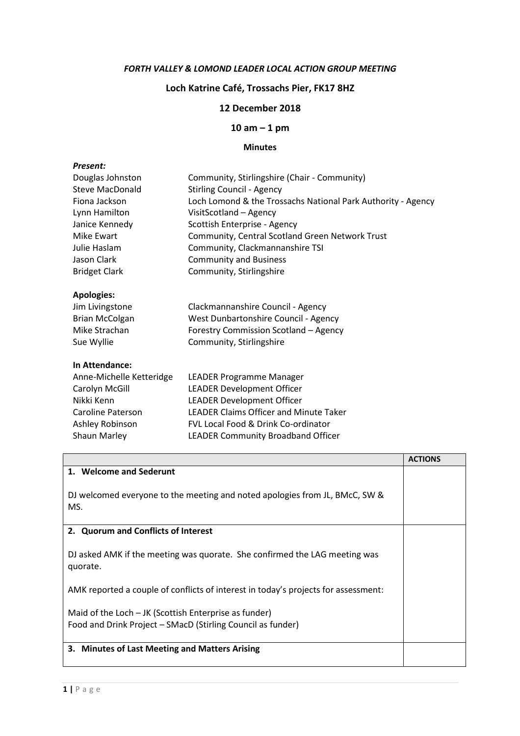***FORTH VALLEY & LOMOND LEADER LOCAL ACTION GROUP MEETING***

**Loch Katrine Café, Trossachs Pier, FK17 8HZ**

**12 December 2018**

**10 am – 1 pm**

**Minutes**

***Present:***

| | |
|---|---|
| Douglas Johnston | Community, Stirlingshire (Chair - Community) |
| Steve MacDonald | Stirling Council - Agency |
| Fiona Jackson | Loch Lomond & the Trossachs National Park Authority - Agency |
| Lynn Hamilton | VisitScotland – Agency |
| Janice Kennedy | Scottish Enterprise - Agency |
| Mike Ewart | Community, Central Scotland Green Network Trust |
| Julie Haslam | Community, Clackmannanshire TSI |
| Jason Clark | Community and Business |
| Bridget Clark | Community, Stirlingshire |

**Apologies:**

| | |
|---|---|
| Jim Livingstone | Clackmannanshire Council - Agency |
| Brian McColgan | West Dunbartonshire Council - Agency |
| Mike Strachan | Forestry Commission Scotland – Agency |
| Sue Wyllie | Community, Stirlingshire |

**In Attendance:**

| | |
|---|---|
| Anne-Michelle Ketteridge | LEADER Programme Manager |
| Carolyn McGill | LEADER Development Officer |
| Nikki Kenn | LEADER Development Officer |
| Caroline Paterson | LEADER Claims Officer and Minute Taker |
| Ashley Robinson | FVL Local Food & Drink Co-ordinator |
| Shaun Marley | LEADER Community Broadband Officer |

| | **ACTIONS** |
|---|---|
| **1. Welcome and Sederunt**<br><br>DJ welcomed everyone to the meeting and noted apologies from JL, BMcC, SW & MS. | |
| **2. Quorum and Conflicts of Interest**<br><br>DJ asked AMK if the meeting was quorate. She confirmed the LAG meeting was quorate.<br><br>AMK reported a couple of conflicts of interest in today's projects for assessment:<br><br>Maid of the Loch – JK (Scottish Enterprise as funder)<br>Food and Drink Project – SMacD (Stirling Council as funder) | |
| **3. Minutes of Last Meeting and Matters Arising** | |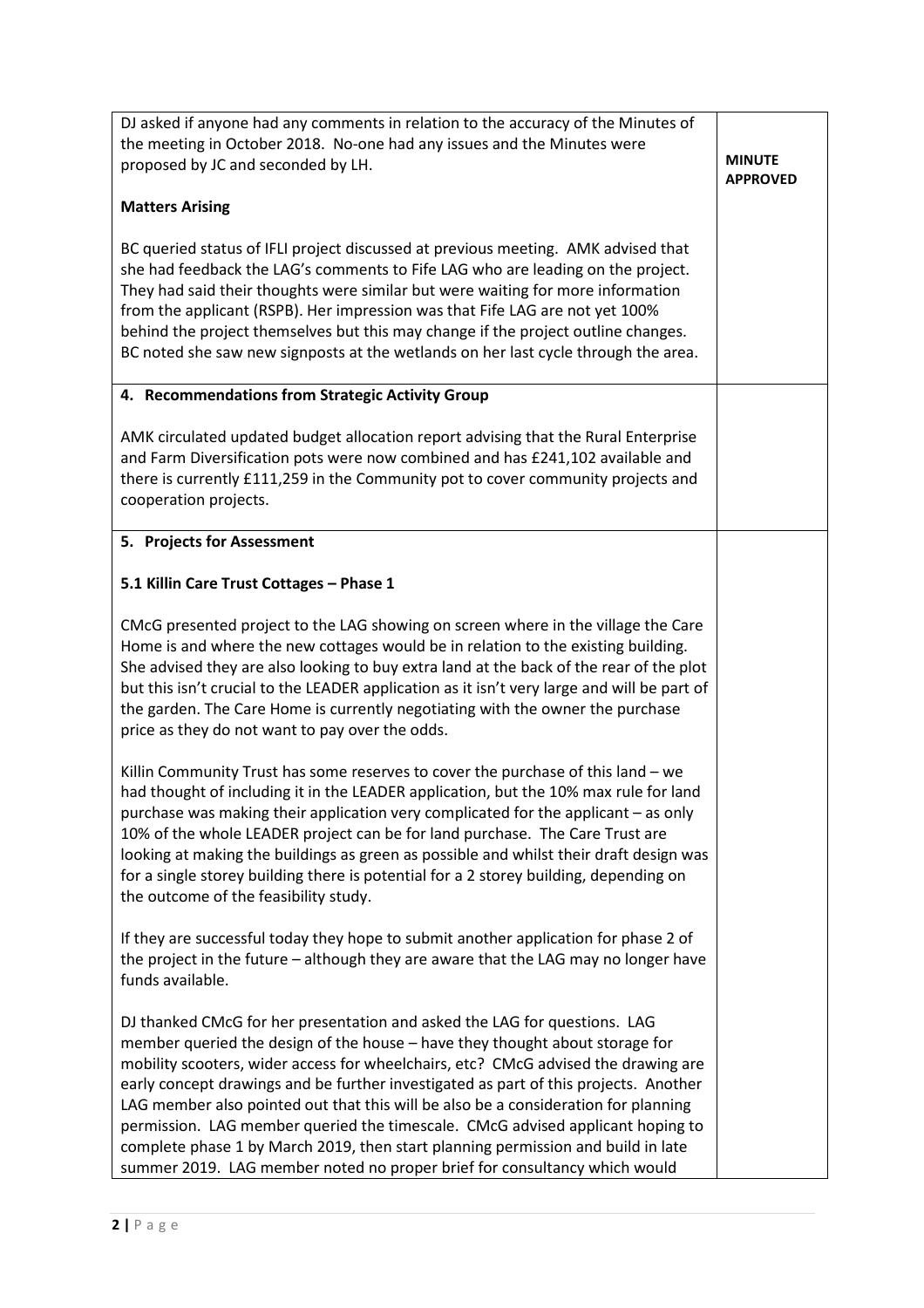| | |
|---|---|
| DJ asked if anyone had any comments in relation to the accuracy of the Minutes of the meeting in October 2018. No-one had any issues and the Minutes were proposed by JC and seconded by LH.<br><br>**Matters Arising**<br><br>BC queried status of IFLI project discussed at previous meeting. AMK advised that she had feedback the LAG's comments to Fife LAG who are leading on the project. They had said their thoughts were similar but were waiting for more information from the applicant (RSPB). Her impression was that Fife LAG are not yet 100% behind the project themselves but this may change if the project outline changes. BC noted she saw new signposts at the wetlands on her last cycle through the area. | **MINUTE APPROVED** |
| **4. Recommendations from Strategic Activity Group**<br><br>AMK circulated updated budget allocation report advising that the Rural Enterprise and Farm Diversification pots were now combined and has £241,102 available and there is currently £111,259 in the Community pot to cover community projects and cooperation projects. | |
| **5. Projects for Assessment**<br><br>**5.1 Killin Care Trust Cottages – Phase 1**<br><br>CMcG presented project to the LAG showing on screen where in the village the Care Home is and where the new cottages would be in relation to the existing building. She advised they are also looking to buy extra land at the back of the rear of the plot but this isn't crucial to the LEADER application as it isn't very large and will be part of the garden. The Care Home is currently negotiating with the owner the purchase price as they do not want to pay over the odds.<br><br>Killin Community Trust has some reserves to cover the purchase of this land – we had thought of including it in the LEADER application, but the 10% max rule for land purchase was making their application very complicated for the applicant – as only 10% of the whole LEADER project can be for land purchase. The Care Trust are looking at making the buildings as green as possible and whilst their draft design was for a single storey building there is potential for a 2 storey building, depending on the outcome of the feasibility study.<br><br>If they are successful today they hope to submit another application for phase 2 of the project in the future – although they are aware that the LAG may no longer have funds available.<br><br>DJ thanked CMcG for her presentation and asked the LAG for questions. LAG member queried the design of the house – have they thought about storage for mobility scooters, wider access for wheelchairs, etc? CMcG advised the drawing are early concept drawings and be further investigated as part of this projects. Another LAG member also pointed out that this will be also be a consideration for planning permission. LAG member queried the timescale. CMcG advised applicant hoping to complete phase 1 by March 2019, then start planning permission and build in late summer 2019. LAG member noted no proper brief for consultancy which would | |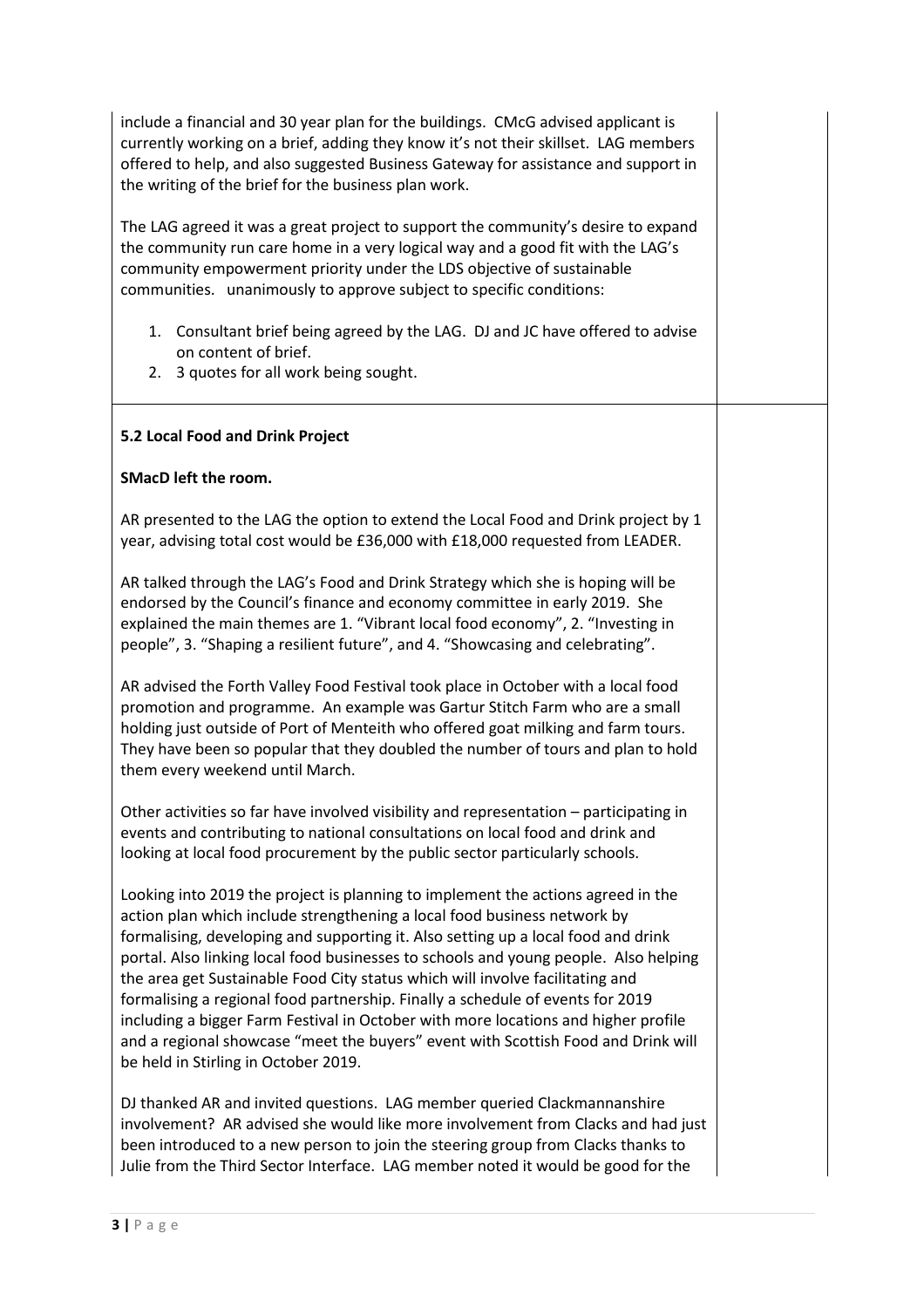include a financial and 30 year plan for the buildings. CMcG advised applicant is currently working on a brief, adding they know it's not their skillset. LAG members offered to help, and also suggested Business Gateway for assistance and support in the writing of the brief for the business plan work.

The LAG agreed it was a great project to support the community's desire to expand the community run care home in a very logical way and a good fit with the LAG's community empowerment priority under the LDS objective of sustainable communities. unanimously to approve subject to specific conditions:

1. Consultant brief being agreed by the LAG. DJ and JC have offered to advise on content of brief.
2. 3 quotes for all work being sought.

**5.2 Local Food and Drink Project**

**SMacD left the room.**

AR presented to the LAG the option to extend the Local Food and Drink project by 1 year, advising total cost would be £36,000 with £18,000 requested from LEADER.

AR talked through the LAG's Food and Drink Strategy which she is hoping will be endorsed by the Council's finance and economy committee in early 2019. She explained the main themes are 1. "Vibrant local food economy", 2. "Investing in people", 3. "Shaping a resilient future", and 4. "Showcasing and celebrating".

AR advised the Forth Valley Food Festival took place in October with a local food promotion and programme. An example was Gartur Stitch Farm who are a small holding just outside of Port of Menteith who offered goat milking and farm tours. They have been so popular that they doubled the number of tours and plan to hold them every weekend until March.

Other activities so far have involved visibility and representation – participating in events and contributing to national consultations on local food and drink and looking at local food procurement by the public sector particularly schools.

Looking into 2019 the project is planning to implement the actions agreed in the action plan which include strengthening a local food business network by formalising, developing and supporting it. Also setting up a local food and drink portal. Also linking local food businesses to schools and young people. Also helping the area get Sustainable Food City status which will involve facilitating and formalising a regional food partnership. Finally a schedule of events for 2019 including a bigger Farm Festival in October with more locations and higher profile and a regional showcase "meet the buyers" event with Scottish Food and Drink will be held in Stirling in October 2019.

DJ thanked AR and invited questions. LAG member queried Clackmannanshire involvement? AR advised she would like more involvement from Clacks and had just been introduced to a new person to join the steering group from Clacks thanks to Julie from the Third Sector Interface. LAG member noted it would be good for the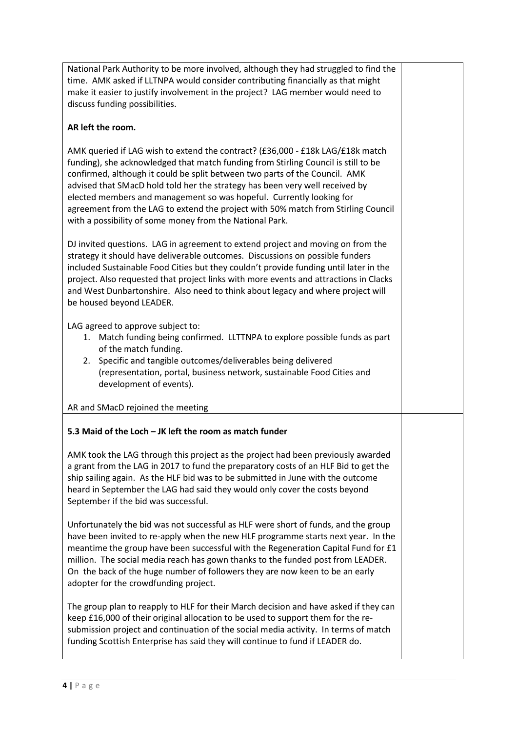National Park Authority to be more involved, although they had struggled to find the time. AMK asked if LLTNPA would consider contributing financially as that might make it easier to justify involvement in the project? LAG member would need to discuss funding possibilities.

**AR left the room.**

AMK queried if LAG wish to extend the contract? (£36,000 - £18k LAG/£18k match funding), she acknowledged that match funding from Stirling Council is still to be confirmed, although it could be split between two parts of the Council. AMK advised that SMacD hold told her the strategy has been very well received by elected members and management so was hopeful. Currently looking for agreement from the LAG to extend the project with 50% match from Stirling Council with a possibility of some money from the National Park.

DJ invited questions. LAG in agreement to extend project and moving on from the strategy it should have deliverable outcomes. Discussions on possible funders included Sustainable Food Cities but they couldn't provide funding until later in the project. Also requested that project links with more events and attractions in Clacks and West Dunbartonshire. Also need to think about legacy and where project will be housed beyond LEADER.

LAG agreed to approve subject to:

1. Match funding being confirmed. LLTTNPA to explore possible funds as part of the match funding.
2. Specific and tangible outcomes/deliverables being delivered (representation, portal, business network, sustainable Food Cities and development of events).

AR and SMacD rejoined the meeting

**5.3 Maid of the Loch – JK left the room as match funder**

AMK took the LAG through this project as the project had been previously awarded a grant from the LAG in 2017 to fund the preparatory costs of an HLF Bid to get the ship sailing again. As the HLF bid was to be submitted in June with the outcome heard in September the LAG had said they would only cover the costs beyond September if the bid was successful.

Unfortunately the bid was not successful as HLF were short of funds, and the group have been invited to re-apply when the new HLF programme starts next year. In the meantime the group have been successful with the Regeneration Capital Fund for £1 million. The social media reach has gown thanks to the funded post from LEADER. On the back of the huge number of followers they are now keen to be an early adopter for the crowdfunding project.

The group plan to reapply to HLF for their March decision and have asked if they can keep £16,000 of their original allocation to be used to support them for the re-submission project and continuation of the social media activity. In terms of match funding Scottish Enterprise has said they will continue to fund if LEADER do.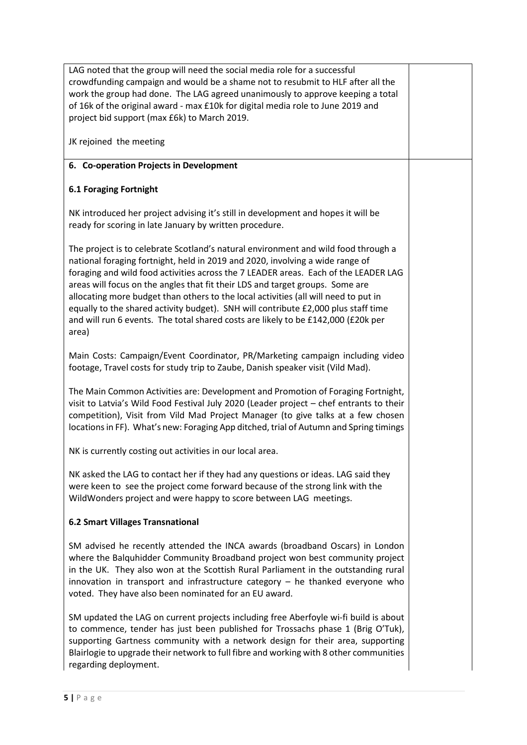LAG noted that the group will need the social media role for a successful crowdfunding campaign and would be a shame not to resubmit to HLF after all the work the group had done. The LAG agreed unanimously to approve keeping a total of 16k of the original award - max £10k for digital media role to June 2019 and project bid support (max £6k) to March 2019.

JK rejoined the meeting

## 6. Co-operation Projects in Development

### 6.1 Foraging Fortnight

NK introduced her project advising it's still in development and hopes it will be ready for scoring in late January by written procedure.

The project is to celebrate Scotland's natural environment and wild food through a national foraging fortnight, held in 2019 and 2020, involving a wide range of foraging and wild food activities across the 7 LEADER areas. Each of the LEADER LAG areas will focus on the angles that fit their LDS and target groups. Some are allocating more budget than others to the local activities (all will need to put in equally to the shared activity budget). SNH will contribute £2,000 plus staff time and will run 6 events. The total shared costs are likely to be £142,000 (£20k per area)

Main Costs: Campaign/Event Coordinator, PR/Marketing campaign including video footage, Travel costs for study trip to Zaube, Danish speaker visit (Vild Mad).

The Main Common Activities are: Development and Promotion of Foraging Fortnight, visit to Latvia's Wild Food Festival July 2020 (Leader project – chef entrants to their competition), Visit from Vild Mad Project Manager (to give talks at a few chosen locations in FF). What's new: Foraging App ditched, trial of Autumn and Spring timings

NK is currently costing out activities in our local area.

NK asked the LAG to contact her if they had any questions or ideas. LAG said they were keen to see the project come forward because of the strong link with the WildWonders project and were happy to score between LAG meetings.

### 6.2 Smart Villages Transnational

SM advised he recently attended the INCA awards (broadband Oscars) in London where the Balquhidder Community Broadband project won best community project in the UK. They also won at the Scottish Rural Parliament in the outstanding rural innovation in transport and infrastructure category – he thanked everyone who voted. They have also been nominated for an EU award.

SM updated the LAG on current projects including free Aberfoyle wi-fi build is about to commence, tender has just been published for Trossachs phase 1 (Brig O'Tuk), supporting Gartness community with a network design for their area, supporting Blairlogie to upgrade their network to full fibre and working with 8 other communities regarding deployment.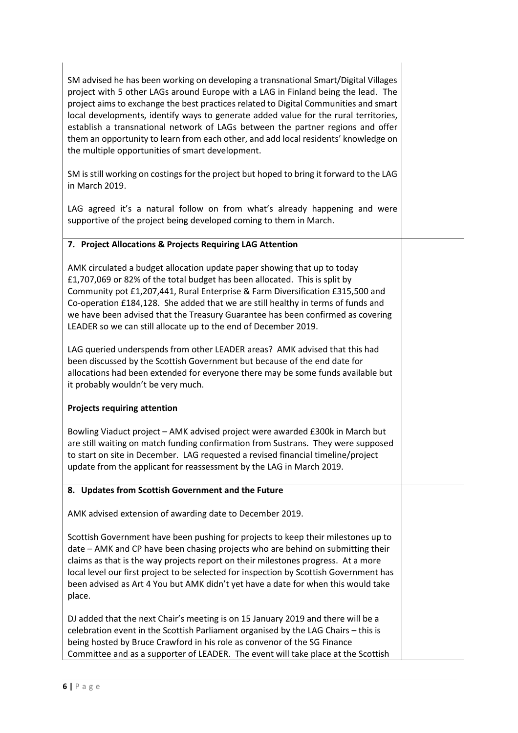SM advised he has been working on developing a transnational Smart/Digital Villages project with 5 other LAGs around Europe with a LAG in Finland being the lead. The project aims to exchange the best practices related to Digital Communities and smart local developments, identify ways to generate added value for the rural territories, establish a transnational network of LAGs between the partner regions and offer them an opportunity to learn from each other, and add local residents' knowledge on the multiple opportunities of smart development.

SM is still working on costings for the project but hoped to bring it forward to the LAG in March 2019.

LAG agreed it's a natural follow on from what's already happening and were supportive of the project being developed coming to them in March.

**7. Project Allocations & Projects Requiring LAG Attention**

AMK circulated a budget allocation update paper showing that up to today £1,707,069 or 82% of the total budget has been allocated. This is split by Community pot £1,207,441, Rural Enterprise & Farm Diversification £315,500 and Co-operation £184,128. She added that we are still healthy in terms of funds and we have been advised that the Treasury Guarantee has been confirmed as covering LEADER so we can still allocate up to the end of December 2019.

LAG queried underspends from other LEADER areas? AMK advised that this had been discussed by the Scottish Government but because of the end date for allocations had been extended for everyone there may be some funds available but it probably wouldn't be very much.

**Projects requiring attention**

Bowling Viaduct project – AMK advised project were awarded £300k in March but are still waiting on match funding confirmation from Sustrans. They were supposed to start on site in December. LAG requested a revised financial timeline/project update from the applicant for reassessment by the LAG in March 2019.

**8. Updates from Scottish Government and the Future**

AMK advised extension of awarding date to December 2019.

Scottish Government have been pushing for projects to keep their milestones up to date – AMK and CP have been chasing projects who are behind on submitting their claims as that is the way projects report on their milestones progress. At a more local level our first project to be selected for inspection by Scottish Government has been advised as Art 4 You but AMK didn't yet have a date for when this would take place.

DJ added that the next Chair's meeting is on 15 January 2019 and there will be a celebration event in the Scottish Parliament organised by the LAG Chairs – this is being hosted by Bruce Crawford in his role as convenor of the SG Finance Committee and as a supporter of LEADER. The event will take place at the Scottish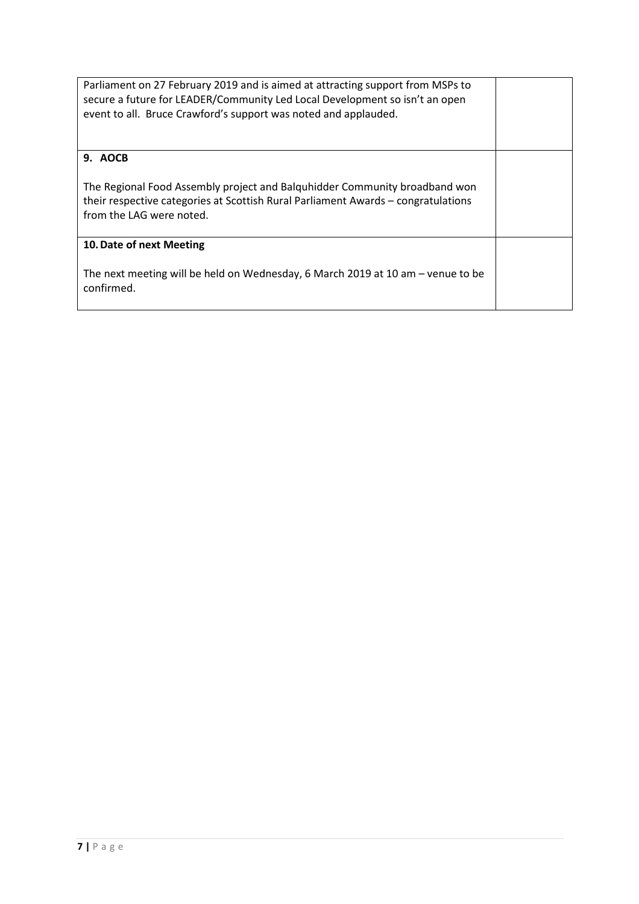| | |
|---|---|
| Parliament on 27 February 2019 and is aimed at attracting support from MSPs to secure a future for LEADER/Community Led Local Development so isn't an open event to all. Bruce Crawford's support was noted and applauded. | |
| **9. AOCB**<br><br>The Regional Food Assembly project and Balquhidder Community broadband won their respective categories at Scottish Rural Parliament Awards – congratulations from the LAG were noted. | |
| **10. Date of next Meeting**<br><br>The next meeting will be held on Wednesday, 6 March 2019 at 10 am – venue to be confirmed. | |